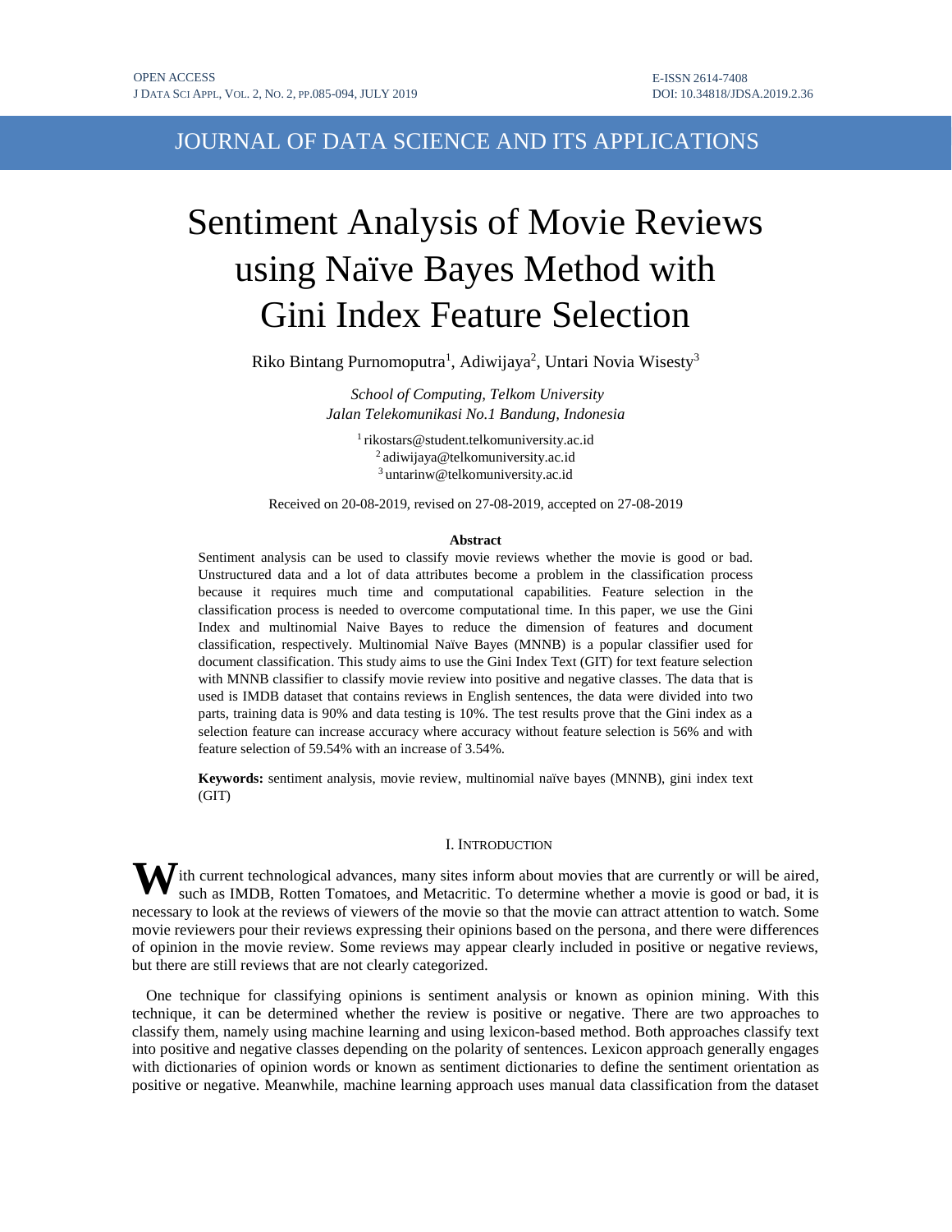# Sentiment Analysis of Movie Reviews using Naïve Bayes Method with Gini Index Feature Selection

Riko Bintang Purnomoputra[1], Adiwijaya[2], Untari Novia Wisesty[3]

*School of Computing, Telkom University*
*Jalan Telekomunikasi No.1 Bandung, Indonesia*

[1] rikostars@student.telkomuniversity.ac.id
[2] adiwijaya@telkomuniversity.ac.id
[3] untarinw@telkomuniversity.ac.id

Received on 20-08-2019, revised on 27-08-2019, accepted on 27-08-2019

### Abstract

Sentiment analysis can be used to classify movie reviews whether the movie is good or bad. Unstructured data and a lot of data attributes become a problem in the classification process because it requires much time and computational capabilities. Feature selection in the classification process is needed to overcome computational time. In this paper, we use the Gini Index and multinomial Naive Bayes to reduce the dimension of features and document classification, respectively. Multinomial Naïve Bayes (MNNB) is a popular classifier used for document classification. This study aims to use the Gini Index Text (GIT) for text feature selection with MNNB classifier to classify movie review into positive and negative classes. The data that is used is IMDB dataset that contains reviews in English sentences, the data were divided into two parts, training data is 90% and data testing is 10%. The test results prove that the Gini index as a selection feature can increase accuracy where accuracy without feature selection is 56% and with feature selection of 59.54% with an increase of 3.54%.

**Keywords:** sentiment analysis, movie review, multinomial naïve bayes (MNNB), gini index text (GIT)

## I. Introduction

With current technological advances, many sites inform about movies that are currently or will be aired, such as IMDB, Rotten Tomatoes, and Metacritic. To determine whether a movie is good or bad, it is necessary to look at the reviews of viewers of the movie so that the movie can attract attention to watch. Some movie reviewers pour their reviews expressing their opinions based on the persona, and there were differences of opinion in the movie review. Some reviews may appear clearly included in positive or negative reviews, but there are still reviews that are not clearly categorized.

One technique for classifying opinions is sentiment analysis or known as opinion mining. With this technique, it can be determined whether the review is positive or negative. There are two approaches to classify them, namely using machine learning and using lexicon-based method. Both approaches classify text into positive and negative classes depending on the polarity of sentences. Lexicon approach generally engages with dictionaries of opinion words or known as sentiment dictionaries to define the sentiment orientation as positive or negative. Meanwhile, machine learning approach uses manual data classification from the dataset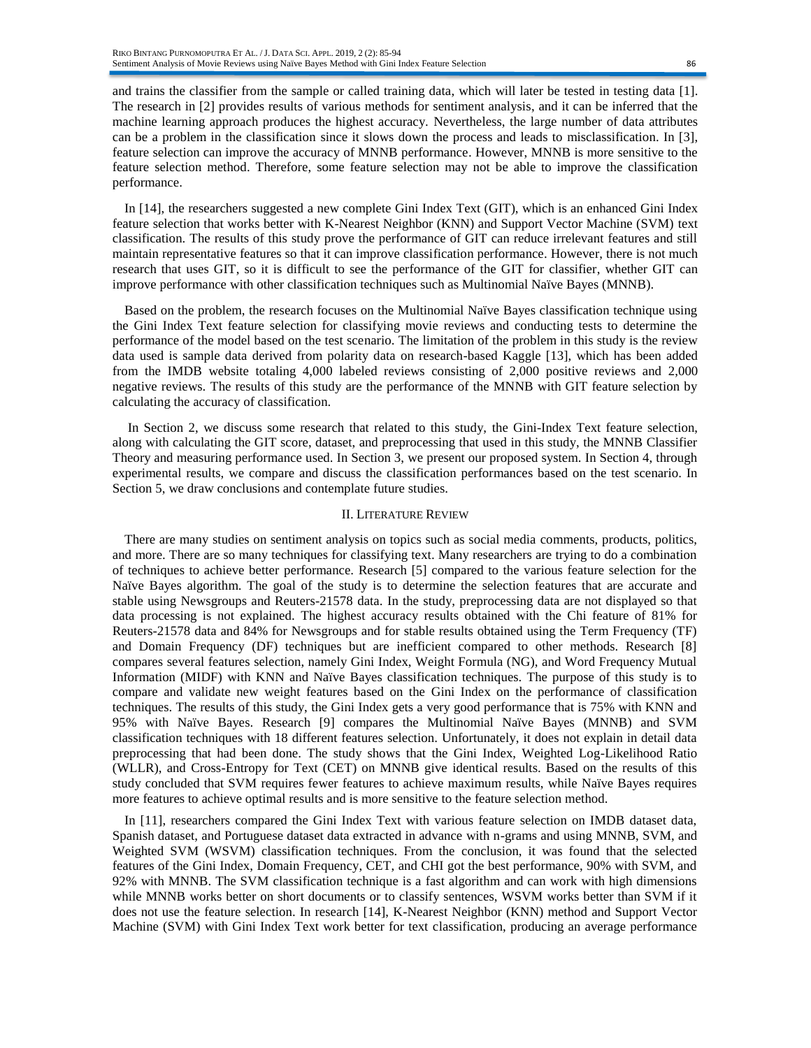and trains the classifier from the sample or called training data, which will later be tested in testing data [1]. The research in [2] provides results of various methods for sentiment analysis, and it can be inferred that the machine learning approach produces the highest accuracy. Nevertheless, the large number of data attributes can be a problem in the classification since it slows down the process and leads to misclassification. In [3], feature selection can improve the accuracy of MNNB performance. However, MNNB is more sensitive to the feature selection method. Therefore, some feature selection may not be able to improve the classification performance.

In [14], the researchers suggested a new complete Gini Index Text (GIT), which is an enhanced Gini Index feature selection that works better with K-Nearest Neighbor (KNN) and Support Vector Machine (SVM) text classification. The results of this study prove the performance of GIT can reduce irrelevant features and still maintain representative features so that it can improve classification performance. However, there is not much research that uses GIT, so it is difficult to see the performance of the GIT for classifier, whether GIT can improve performance with other classification techniques such as Multinomial Naïve Bayes (MNNB).

Based on the problem, the research focuses on the Multinomial Naïve Bayes classification technique using the Gini Index Text feature selection for classifying movie reviews and conducting tests to determine the performance of the model based on the test scenario. The limitation of the problem in this study is the review data used is sample data derived from polarity data on research-based Kaggle [13], which has been added from the IMDB website totaling 4,000 labeled reviews consisting of 2,000 positive reviews and 2,000 negative reviews. The results of this study are the performance of the MNNB with GIT feature selection by calculating the accuracy of classification.

In Section 2, we discuss some research that related to this study, the Gini-Index Text feature selection, along with calculating the GIT score, dataset, and preprocessing that used in this study, the MNNB Classifier Theory and measuring performance used. In Section 3, we present our proposed system. In Section 4, through experimental results, we compare and discuss the classification performances based on the test scenario. In Section 5, we draw conclusions and contemplate future studies.

## II. Literature Review

There are many studies on sentiment analysis on topics such as social media comments, products, politics, and more. There are so many techniques for classifying text. Many researchers are trying to do a combination of techniques to achieve better performance. Research [5] compared to the various feature selection for the Naïve Bayes algorithm. The goal of the study is to determine the selection features that are accurate and stable using Newsgroups and Reuters-21578 data. In the study, preprocessing data are not displayed so that data processing is not explained. The highest accuracy results obtained with the Chi feature of 81% for Reuters-21578 data and 84% for Newsgroups and for stable results obtained using the Term Frequency (TF) and Domain Frequency (DF) techniques but are inefficient compared to other methods. Research [8] compares several features selection, namely Gini Index, Weight Formula (NG), and Word Frequency Mutual Information (MIDF) with KNN and Naïve Bayes classification techniques. The purpose of this study is to compare and validate new weight features based on the Gini Index on the performance of classification techniques. The results of this study, the Gini Index gets a very good performance that is 75% with KNN and 95% with Naïve Bayes. Research [9] compares the Multinomial Naïve Bayes (MNNB) and SVM classification techniques with 18 different features selection. Unfortunately, it does not explain in detail data preprocessing that had been done. The study shows that the Gini Index, Weighted Log-Likelihood Ratio (WLLR), and Cross-Entropy for Text (CET) on MNNB give identical results. Based on the results of this study concluded that SVM requires fewer features to achieve maximum results, while Naïve Bayes requires more features to achieve optimal results and is more sensitive to the feature selection method.

In [11], researchers compared the Gini Index Text with various feature selection on IMDB dataset data, Spanish dataset, and Portuguese dataset data extracted in advance with n-grams and using MNNB, SVM, and Weighted SVM (WSVM) classification techniques. From the conclusion, it was found that the selected features of the Gini Index, Domain Frequency, CET, and CHI got the best performance, 90% with SVM, and 92% with MNNB. The SVM classification technique is a fast algorithm and can work with high dimensions while MNNB works better on short documents or to classify sentences, WSVM works better than SVM if it does not use the feature selection. In research [14], K-Nearest Neighbor (KNN) method and Support Vector Machine (SVM) with Gini Index Text work better for text classification, producing an average performance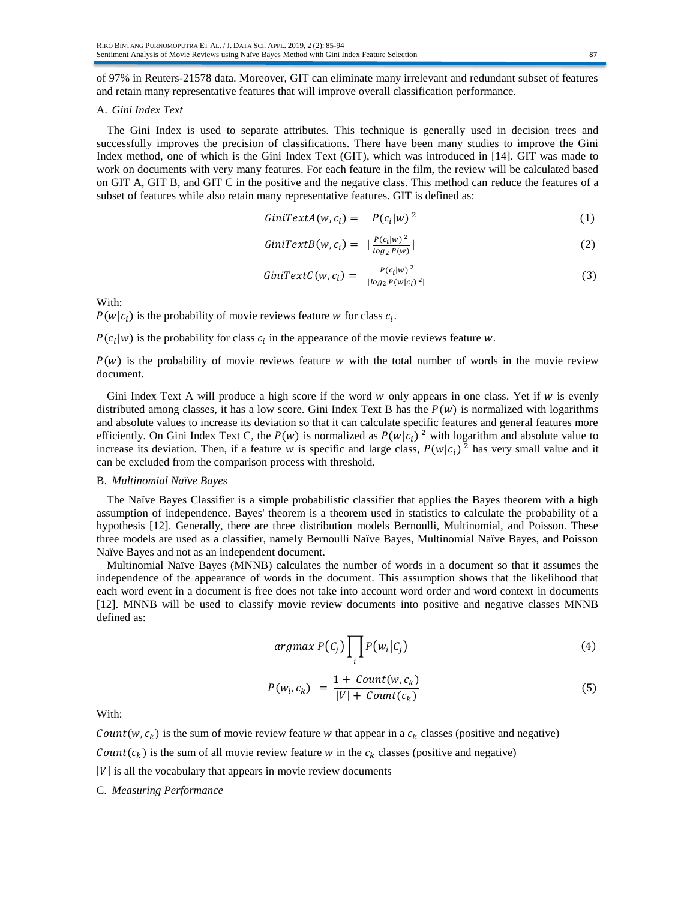of 97% in Reuters-21578 data. Moreover, GIT can eliminate many irrelevant and redundant subset of features and retain many representative features that will improve overall classification performance.

### A. *Gini Index Text*

The Gini Index is used to separate attributes. This technique is generally used in decision trees and successfully improves the precision of classifications. There have been many studies to improve the Gini Index method, one of which is the Gini Index Text (GIT), which was introduced in [14]. GIT was made to work on documents with very many features. For each feature in the film, the review will be calculated based on GIT A, GIT B, and GIT C in the positive and the negative class. This method can reduce the features of a subset of features while also retain many representative features. GIT is defined as:

$$GiniTextA(w, c_i) = P(c_i|w)^2 \tag{1}$$

$$GiniTextB(w, c_i) = \left|\frac{P(c_i|w)^2}{log_2 P(w)}\right| \tag{2}$$

$$GiniTextC(w, c_i) = \frac{P(c_i|w)^2}{|log_2 P(w|c_i)^2|} \tag{3}$$

With:

$P(w|c_i)$ is the probability of movie reviews feature $w$ for class $c_i$.

$P(c_i|w)$ is the probability for class $c_i$ in the appearance of the movie reviews feature $w$.

$P(w)$ is the probability of movie reviews feature $w$ with the total number of words in the movie review document.

Gini Index Text A will produce a high score if the word $w$ only appears in one class. Yet if $w$ is evenly distributed among classes, it has a low score. Gini Index Text B has the $P(w)$ is normalized with logarithms and absolute values to increase its deviation so that it can calculate specific features and general features more efficiently. On Gini Index Text C, the $P(w)$ is normalized as $P(w|c_i)^2$ with logarithm and absolute value to increase its deviation. Then, if a feature $w$ is specific and large class, $P(w|c_i)^2$ has very small value and it can be excluded from the comparison process with threshold.

### B. *Multinomial Naïve Bayes*

The Naïve Bayes Classifier is a simple probabilistic classifier that applies the Bayes theorem with a high assumption of independence. Bayes' theorem is a theorem used in statistics to calculate the probability of a hypothesis [12]. Generally, there are three distribution models Bernoulli, Multinomial, and Poisson. These three models are used as a classifier, namely Bernoulli Naïve Bayes, Multinomial Naïve Bayes, and Poisson Naïve Bayes and not as an independent document.

Multinomial Naïve Bayes (MNNB) calculates the number of words in a document so that it assumes the independence of the appearance of words in the document. This assumption shows that the likelihood that each word event in a document is free does not take into account word order and word context in documents [12]. MNNB will be used to classify movie review documents into positive and negative classes MNNB defined as:

$$argmax\ P(C_j)\prod_i P(w_i|C_j) \tag{4}$$

$$P(w_i, c_k) = \frac{1 + Count(w, c_k)}{|V| + Count(c_k)} \tag{5}$$

With:

$Count(w, c_k)$ is the sum of movie review feature $w$ that appear in a $c_k$ classes (positive and negative)

$Count(c_k)$ is the sum of all movie review feature $w$ in the $c_k$ classes (positive and negative)

$|V|$ is all the vocabulary that appears in movie review documents

### C. *Measuring Performance*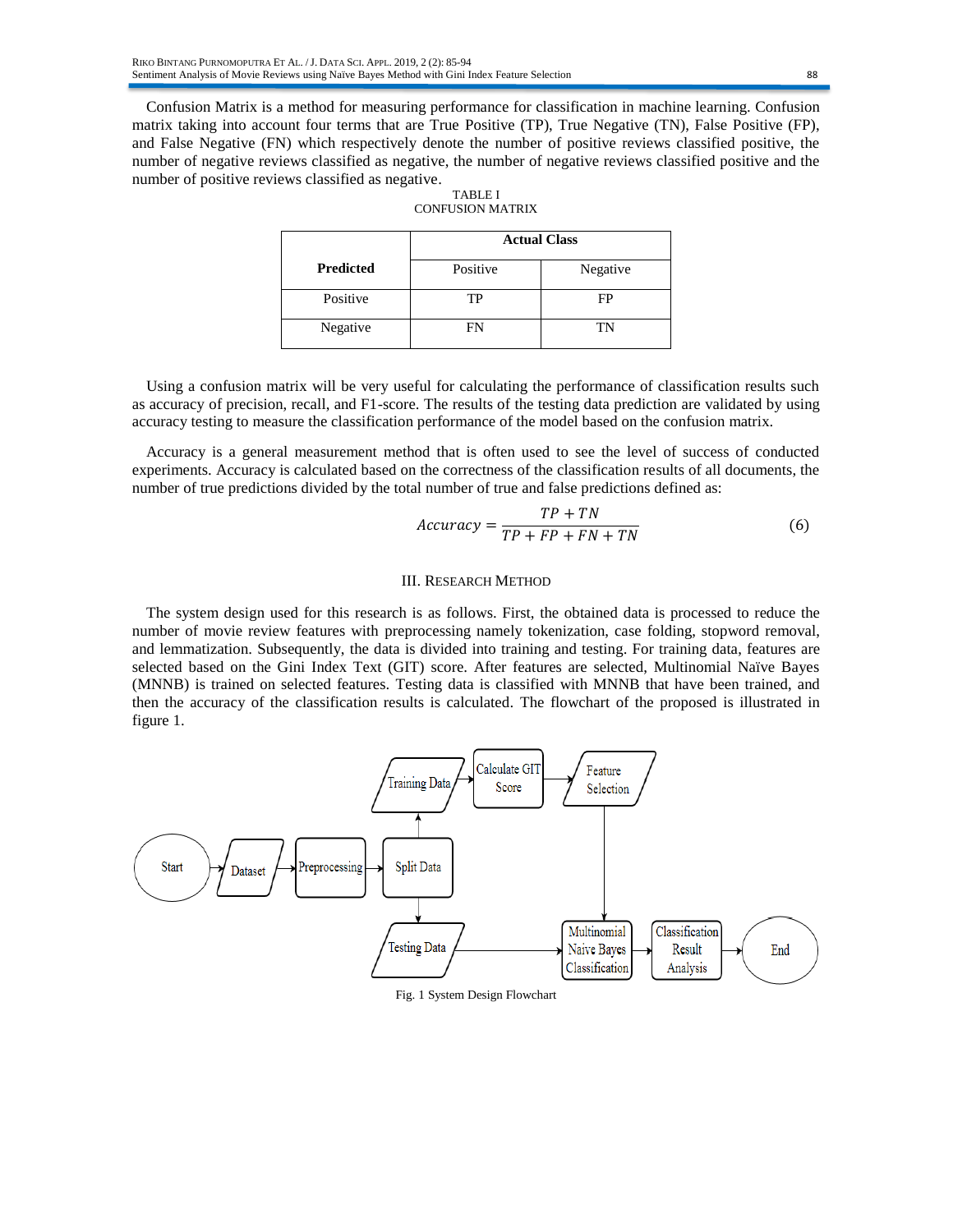Confusion Matrix is a method for measuring performance for classification in machine learning. Confusion matrix taking into account four terms that are True Positive (TP), True Negative (TN), False Positive (FP), and False Negative (FN) which respectively denote the number of positive reviews classified positive, the number of negative reviews classified as negative, the number of negative reviews classified positive and the number of positive reviews classified as negative.

TABLE I
CONFUSION MATRIX

| **Predicted** | **Actual Class** | |
|---|---|---|
| | Positive | Negative |
| Positive | TP | FP |
| Negative | FN | TN |

Using a confusion matrix will be very useful for calculating the performance of classification results such as accuracy of precision, recall, and F1-score. The results of the testing data prediction are validated by using accuracy testing to measure the classification performance of the model based on the confusion matrix.

Accuracy is a general measurement method that is often used to see the level of success of conducted experiments. Accuracy is calculated based on the correctness of the classification results of all documents, the number of true predictions divided by the total number of true and false predictions defined as:

$$Accuracy = \frac{TP + TN}{TP + FP + FN + TN} \tag{6}$$

## III. Research Method

The system design used for this research is as follows. First, the obtained data is processed to reduce the number of movie review features with preprocessing namely tokenization, case folding, stopword removal, and lemmatization. Subsequently, the data is divided into training and testing. For training data, features are selected based on the Gini Index Text (GIT) score. After features are selected, Multinomial Naïve Bayes (MNNB) is trained on selected features. Testing data is classified with MNNB that have been trained, and then the accuracy of the classification results is calculated. The flowchart of the proposed is illustrated in figure 1.

Fig. 1 System Design Flowchart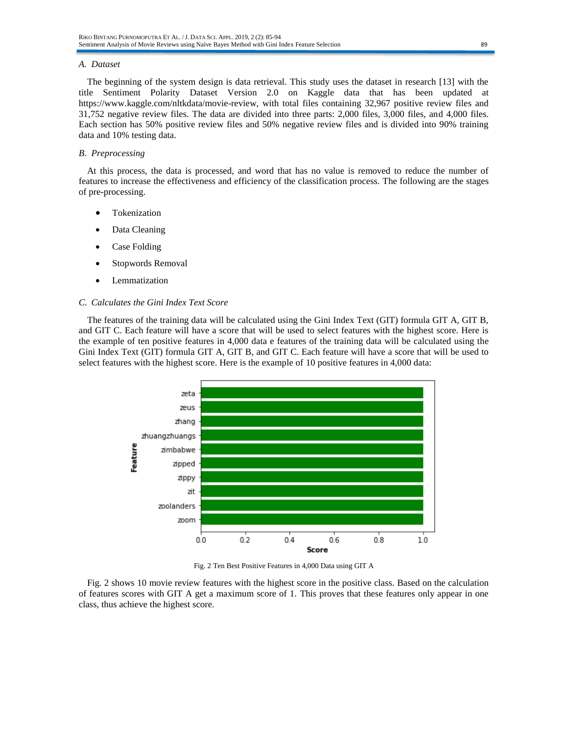### A. Dataset

The beginning of the system design is data retrieval. This study uses the dataset in research [13] with the title Sentiment Polarity Dataset Version 2.0 on Kaggle data that has been updated at https://www.kaggle.com/nltkdata/movie-review, with total files containing 32,967 positive review files and 31,752 negative review files. The data are divided into three parts: 2,000 files, 3,000 files, and 4,000 files. Each section has 50% positive review files and 50% negative review files and is divided into 90% training data and 10% testing data.

### B. Preprocessing

At this process, the data is processed, and word that has no value is removed to reduce the number of features to increase the effectiveness and efficiency of the classification process. The following are the stages of pre-processing.

- Tokenization
- Data Cleaning
- Case Folding
- Stopwords Removal
- Lemmatization

### C. Calculates the Gini Index Text Score

The features of the training data will be calculated using the Gini Index Text (GIT) formula GIT A, GIT B, and GIT C. Each feature will have a score that will be used to select features with the highest score. Here is the example of ten positive features in 4,000 data e features of the training data will be calculated using the Gini Index Text (GIT) formula GIT A, GIT B, and GIT C. Each feature will have a score that will be used to select features with the highest score. Here is the example of 10 positive features in 4,000 data:

Fig. 2 Ten Best Positive Features in 4,000 Data using GIT A

Fig. 2 shows 10 movie review features with the highest score in the positive class. Based on the calculation of features scores with GIT A get a maximum score of 1. This proves that these features only appear in one class, thus achieve the highest score.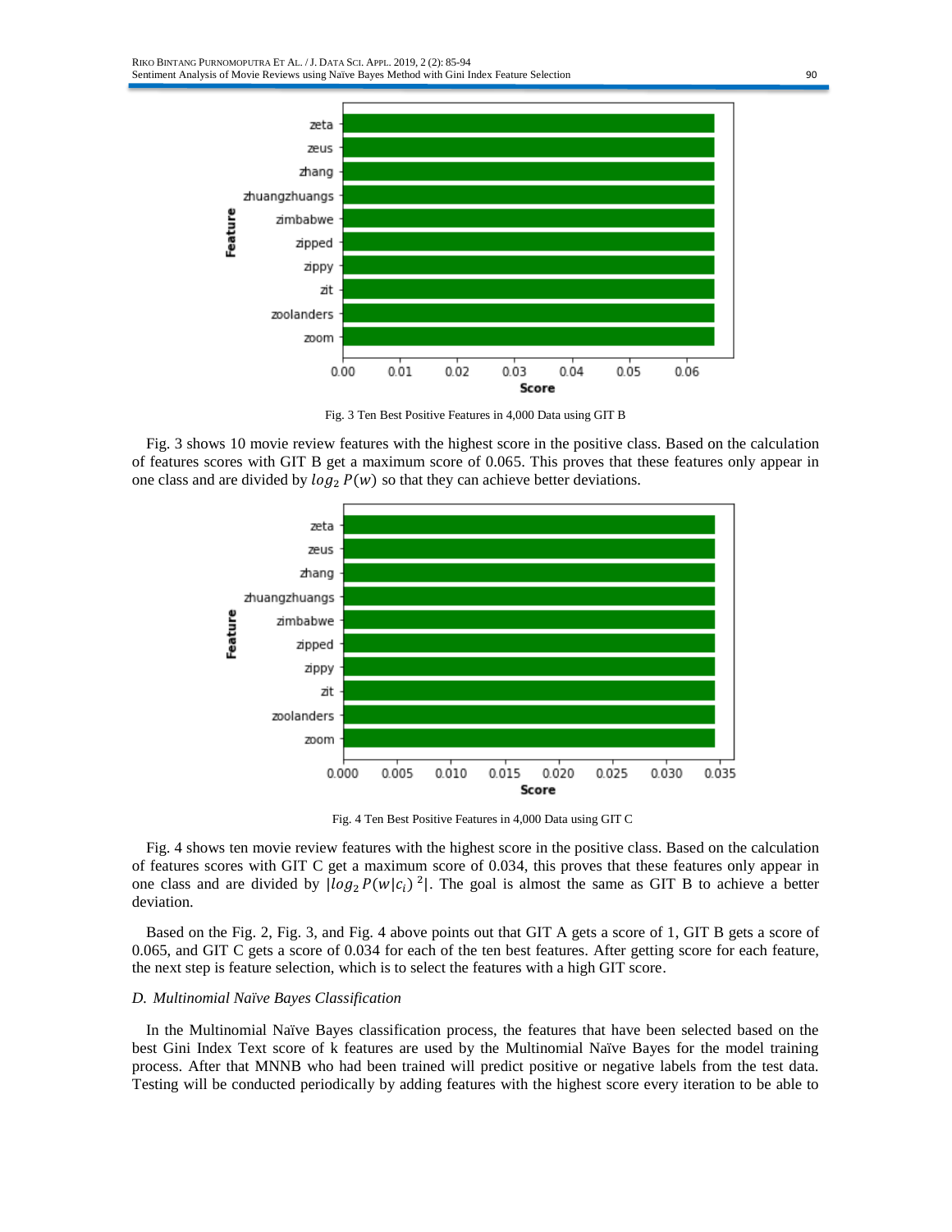Fig. 3 Ten Best Positive Features in 4,000 Data using GIT B

Fig. 3 shows 10 movie review features with the highest score in the positive class. Based on the calculation of features scores with GIT B get a maximum score of 0.065. This proves that these features only appear in one class and are divided by $log_2 P(w)$ so that they can achieve better deviations.

Fig. 4 Ten Best Positive Features in 4,000 Data using GIT C

Fig. 4 shows ten movie review features with the highest score in the positive class. Based on the calculation of features scores with GIT C get a maximum score of 0.034, this proves that these features only appear in one class and are divided by $|log_2 P(w|c_i)^2|$. The goal is almost the same as GIT B to achieve a better deviation.

Based on the Fig. 2, Fig. 3, and Fig. 4 above points out that GIT A gets a score of 1, GIT B gets a score of 0.065, and GIT C gets a score of 0.034 for each of the ten best features. After getting score for each feature, the next step is feature selection, which is to select the features with a high GIT score.

### *D. Multinomial Naïve Bayes Classification*

In the Multinomial Naïve Bayes classification process, the features that have been selected based on the best Gini Index Text score of k features are used by the Multinomial Naïve Bayes for the model training process. After that MNNB who had been trained will predict positive or negative labels from the test data. Testing will be conducted periodically by adding features with the highest score every iteration to be able to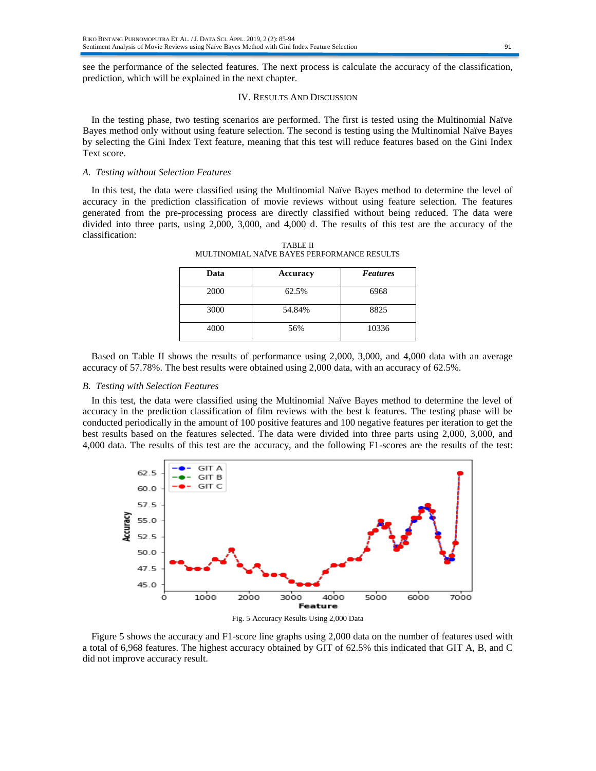see the performance of the selected features. The next process is calculate the accuracy of the classification, prediction, which will be explained in the next chapter.

## IV. Results And Discussion

In the testing phase, two testing scenarios are performed. The first is tested using the Multinomial Naïve Bayes method only without using feature selection. The second is testing using the Multinomial Naïve Bayes by selecting the Gini Index Text feature, meaning that this test will reduce features based on the Gini Index Text score.

### A. *Testing without Selection Features*

In this test, the data were classified using the Multinomial Naïve Bayes method to determine the level of accuracy in the prediction classification of movie reviews without using feature selection. The features generated from the pre-processing process are directly classified without being reduced. The data were divided into three parts, using 2,000, 3,000, and 4,000 d. The results of this test are the accuracy of the classification:

TABLE II
MULTINOMIAL NAÏVE BAYES PERFORMANCE RESULTS

| Data | Accuracy | *Features* |
|---|---|---|
| 2000 | 62.5% | 6968 |
| 3000 | 54.84% | 8825 |
| 4000 | 56% | 10336 |

Based on Table II shows the results of performance using 2,000, 3,000, and 4,000 data with an average accuracy of 57.78%. The best results were obtained using 2,000 data, with an accuracy of 62.5%.

### B. *Testing with Selection Features*

In this test, the data were classified using the Multinomial Naïve Bayes method to determine the level of accuracy in the prediction classification of film reviews with the best k features. The testing phase will be conducted periodically in the amount of 100 positive features and 100 negative features per iteration to get the best results based on the features selected. The data were divided into three parts using 2,000, 3,000, and 4,000 data. The results of this test are the accuracy, and the following F1-scores are the results of the test:

Fig. 5 Accuracy Results Using 2,000 Data

Figure 5 shows the accuracy and F1-score line graphs using 2,000 data on the number of features used with a total of 6,968 features. The highest accuracy obtained by GIT of 62.5% this indicated that GIT A, B, and C did not improve accuracy result.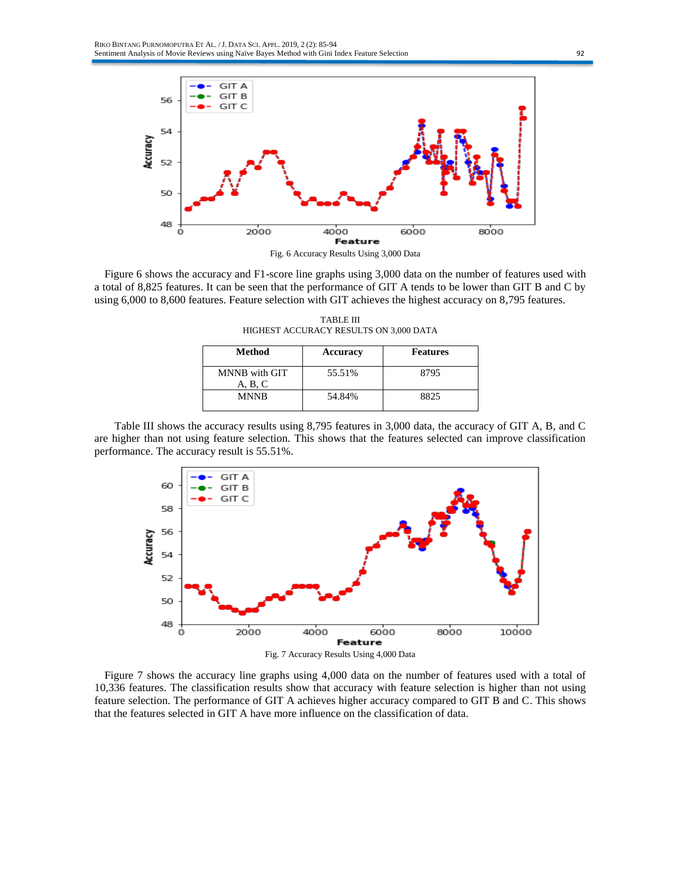Fig. 6 Accuracy Results Using 3,000 Data

Figure 6 shows the accuracy and F1-score line graphs using 3,000 data on the number of features used with a total of 8,825 features. It can be seen that the performance of GIT A tends to be lower than GIT B and C by using 6,000 to 8,600 features. Feature selection with GIT achieves the highest accuracy on 8,795 features.

TABLE III
HIGHEST ACCURACY RESULTS ON 3,000 DATA

| Method | Accuracy | Features |
| --- | --- | --- |
| MNNB with GIT A, B, C | 55.51% | 8795 |
| MNNB | 54.84% | 8825 |

Table III shows the accuracy results using 8,795 features in 3,000 data, the accuracy of GIT A, B, and C are higher than not using feature selection. This shows that the features selected can improve classification performance. The accuracy result is 55.51%.

Fig. 7 Accuracy Results Using 4,000 Data

Figure 7 shows the accuracy line graphs using 4,000 data on the number of features used with a total of 10,336 features. The classification results show that accuracy with feature selection is higher than not using feature selection. The performance of GIT A achieves higher accuracy compared to GIT B and C. This shows that the features selected in GIT A have more influence on the classification of data.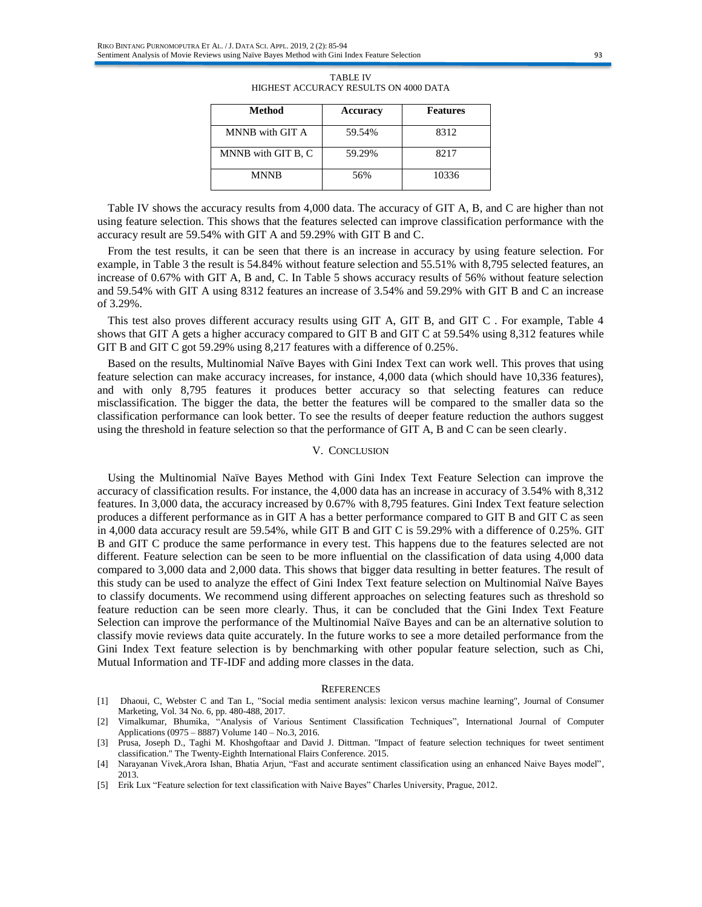TABLE IV
HIGHEST ACCURACY RESULTS ON 4000 DATA

| Method | Accuracy | Features |
| --- | --- | --- |
| MNNB with GIT A | 59.54% | 8312 |
| MNNB with GIT B, C | 59.29% | 8217 |
| MNNB | 56% | 10336 |

Table IV shows the accuracy results from 4,000 data. The accuracy of GIT A, B, and C are higher than not using feature selection. This shows that the features selected can improve classification performance with the accuracy result are 59.54% with GIT A and 59.29% with GIT B and C.

From the test results, it can be seen that there is an increase in accuracy by using feature selection. For example, in Table 3 the result is 54.84% without feature selection and 55.51% with 8,795 selected features, an increase of 0.67% with GIT A, B and, C. In Table 5 shows accuracy results of 56% without feature selection and 59.54% with GIT A using 8312 features an increase of 3.54% and 59.29% with GIT B and C an increase of 3.29%.

This test also proves different accuracy results using GIT A, GIT B, and GIT C . For example, Table 4 shows that GIT A gets a higher accuracy compared to GIT B and GIT C at 59.54% using 8,312 features while GIT B and GIT C got 59.29% using 8,217 features with a difference of 0.25%.

Based on the results, Multinomial Naïve Bayes with Gini Index Text can work well. This proves that using feature selection can make accuracy increases, for instance, 4,000 data (which should have 10,336 features), and with only 8,795 features it produces better accuracy so that selecting features can reduce misclassification. The bigger the data, the better the features will be compared to the smaller data so the classification performance can look better. To see the results of deeper feature reduction the authors suggest using the threshold in feature selection so that the performance of GIT A, B and C can be seen clearly.

## V. Conclusion

Using the Multinomial Naïve Bayes Method with Gini Index Text Feature Selection can improve the accuracy of classification results. For instance, the 4,000 data has an increase in accuracy of 3.54% with 8,312 features. In 3,000 data, the accuracy increased by 0.67% with 8,795 features. Gini Index Text feature selection produces a different performance as in GIT A has a better performance compared to GIT B and GIT C as seen in 4,000 data accuracy result are 59.54%, while GIT B and GIT C is 59.29% with a difference of 0.25%. GIT B and GIT C produce the same performance in every test. This happens due to the features selected are not different. Feature selection can be seen to be more influential on the classification of data using 4,000 data compared to 3,000 data and 2,000 data. This shows that bigger data resulting in better features. The result of this study can be used to analyze the effect of Gini Index Text feature selection on Multinomial Naïve Bayes to classify documents. We recommend using different approaches on selecting features such as threshold so feature reduction can be seen more clearly. Thus, it can be concluded that the Gini Index Text Feature Selection can improve the performance of the Multinomial Naïve Bayes and can be an alternative solution to classify movie reviews data quite accurately. In the future works to see a more detailed performance from the Gini Index Text feature selection is by benchmarking with other popular feature selection, such as Chi, Mutual Information and TF-IDF and adding more classes in the data.

## References

[1] Dhaoui, C, Webster C and Tan L, "Social media sentiment analysis: lexicon versus machine learning", Journal of Consumer Marketing, Vol. 34 No. 6, pp. 480-488, 2017.

[2] Vimalkumar, Bhumika, "Analysis of Various Sentiment Classification Techniques", International Journal of Computer Applications (0975 – 8887) Volume 140 – No.3, 2016.

[3] Prusa, Joseph D., Taghi M. Khoshgoftaar and David J. Dittman. "Impact of feature selection techniques for tweet sentiment classification." The Twenty-Eighth International Flairs Conference. 2015.

[4] Narayanan Vivek,Arora Ishan, Bhatia Arjun, "Fast and accurate sentiment classification using an enhanced Naive Bayes model", 2013.

[5] Erik Lux "Feature selection for text classification with Naive Bayes" Charles University, Prague, 2012.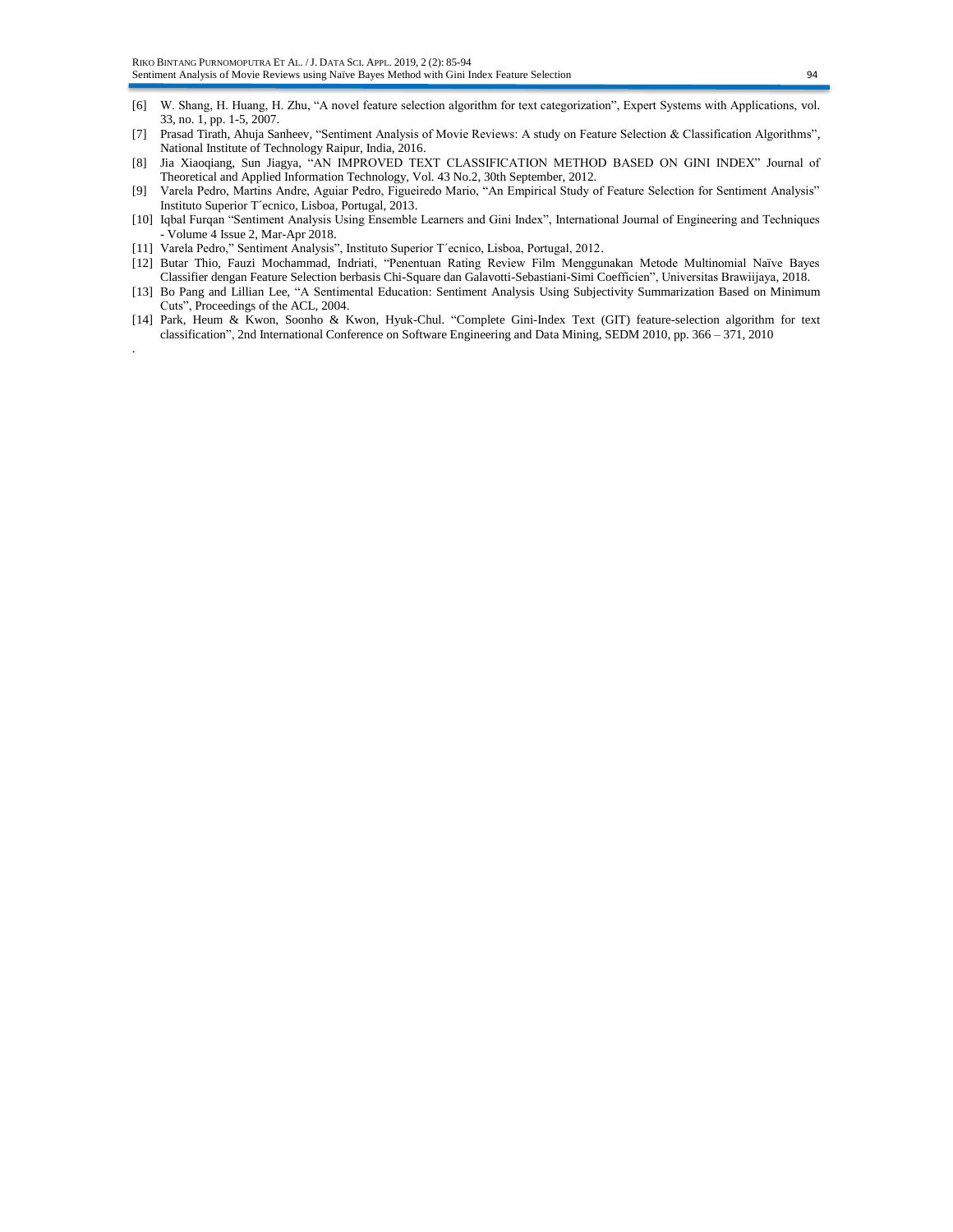[6] W. Shang, H. Huang, H. Zhu, "A novel feature selection algorithm for text categorization", Expert Systems with Applications, vol. 33, no. 1, pp. 1-5, 2007.

[7] Prasad Tirath, Ahuja Sanheev, "Sentiment Analysis of Movie Reviews: A study on Feature Selection & Classification Algorithms", National Institute of Technology Raipur, India, 2016.

[8] Jia Xiaoqiang, Sun Jiagya, "AN IMPROVED TEXT CLASSIFICATION METHOD BASED ON GINI INDEX" Journal of Theoretical and Applied Information Technology, Vol. 43 No.2, 30th September, 2012.

[9] Varela Pedro, Martins Andre, Aguiar Pedro, Figueiredo Mario, "An Empirical Study of Feature Selection for Sentiment Analysis" Instituto Superior T´ecnico, Lisboa, Portugal, 2013.

[10] Iqbal Furqan "Sentiment Analysis Using Ensemble Learners and Gini Index", International Journal of Engineering and Techniques - Volume 4 Issue 2, Mar-Apr 2018.

[11] Varela Pedro," Sentiment Analysis", Instituto Superior T´ecnico, Lisboa, Portugal, 2012.

[12] Butar Thio, Fauzi Mochammad, Indriati, "Penentuan Rating Review Film Menggunakan Metode Multinomial Naïve Bayes Classifier dengan Feature Selection berbasis Chi-Square dan Galavotti-Sebastiani-Simi Coefficien", Universitas Brawijaya, 2018.

[13] Bo Pang and Lillian Lee, "A Sentimental Education: Sentiment Analysis Using Subjectivity Summarization Based on Minimum Cuts", Proceedings of the ACL, 2004.

[14] Park, Heum & Kwon, Soonho & Kwon, Hyuk-Chul. "Complete Gini-Index Text (GIT) feature-selection algorithm for text classification", 2nd International Conference on Software Engineering and Data Mining, SEDM 2010, pp. 366 – 371, 2010